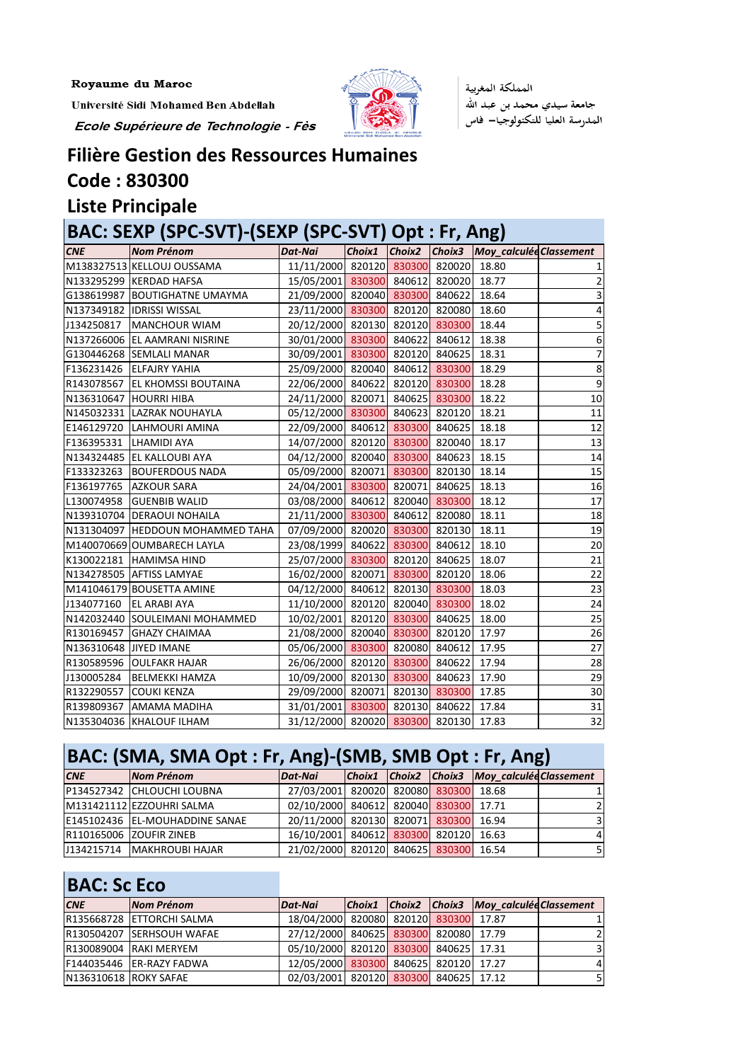Royaume du Maroc

Université Sidi Mohamed Ben Abdellah

*Ecole Supérieure de Technologie - Fès*

المملكة المغربية

جامعة سيدي محمد بن عبد الله

المدرسة العليا للتكنولوجيا– فاس

# Filière Gestion des Ressources Humaines

# Code : 830300

# Liste Principale

## BAC: SEXP (SPC-SVT)-(SEXP (SPC-SVT) Opt : Fr, Ang)

| CNE | Nom Prénom | Dat-Nai | Choix1 | Choix2 | Choix3 | Moy_calculée | Classement |
|---|---|---|---|---|---|---|---|
| M138327513 | KELLOUJ OUSSAMA | 11/11/2000 | 820120 | 830300 | 820020 | 18.80 | 1 |
| N133295299 | KERDAD HAFSA | 15/05/2001 | 830300 | 840612 | 820020 | 18.77 | 2 |
| G138619987 | BOUTIGHATNE UMAYMA | 21/09/2000 | 820040 | 830300 | 840622 | 18.64 | 3 |
| N137349182 | IDRISSI WISSAL | 23/11/2000 | 830300 | 820120 | 820080 | 18.60 | 4 |
| J134250817 | MANCHOUR WIAM | 20/12/2000 | 820130 | 820120 | 830300 | 18.44 | 5 |
| N137266006 | EL AAMRANI NISRINE | 30/01/2000 | 830300 | 840622 | 840612 | 18.38 | 6 |
| G130446268 | SEMLALI MANAR | 30/09/2001 | 830300 | 820120 | 840625 | 18.31 | 7 |
| F136231426 | ELFAJRY YAHIA | 25/09/2000 | 820040 | 840612 | 830300 | 18.29 | 8 |
| R143078567 | EL KHOMSSI BOUTAINA | 22/06/2000 | 840622 | 820120 | 830300 | 18.28 | 9 |
| N136310647 | HOURRI HIBA | 24/11/2000 | 820071 | 840625 | 830300 | 18.22 | 10 |
| N145032331 | LAZRAK NOUHAYLA | 05/12/2000 | 830300 | 840623 | 820120 | 18.21 | 11 |
| E146129720 | LAHMOURI AMINA | 22/09/2000 | 840612 | 830300 | 840625 | 18.18 | 12 |
| F136395331 | LHAMIDI AYA | 14/07/2000 | 820120 | 830300 | 820040 | 18.17 | 13 |
| N134324485 | EL KALLOUBI AYA | 04/12/2000 | 820040 | 830300 | 840623 | 18.15 | 14 |
| F133323263 | BOUFERDOUS NADA | 05/09/2000 | 820071 | 830300 | 820130 | 18.14 | 15 |
| F136197765 | AZKOUR SARA | 24/04/2001 | 830300 | 820071 | 840625 | 18.13 | 16 |
| L130074958 | GUENBIB WALID | 03/08/2000 | 840612 | 820040 | 830300 | 18.12 | 17 |
| N139310704 | DERAOUI NOHAILA | 21/11/2000 | 830300 | 840612 | 820080 | 18.11 | 18 |
| N131304097 | HEDDOUN MOHAMMED TAHA | 07/09/2000 | 820020 | 830300 | 820130 | 18.11 | 19 |
| M140070669 | OUMBARECH LAYLA | 23/08/1999 | 840622 | 830300 | 840612 | 18.10 | 20 |
| K130022181 | HAMIMSA HIND | 25/07/2000 | 830300 | 820120 | 840625 | 18.07 | 21 |
| N134278505 | AFTISS LAMYAE | 16/02/2000 | 820071 | 830300 | 820120 | 18.06 | 22 |
| M141046179 | BOUSETTA AMINE | 04/12/2000 | 840612 | 820130 | 830300 | 18.03 | 23 |
| J134077160 | EL ARABI AYA | 11/10/2000 | 820120 | 820040 | 830300 | 18.02 | 24 |
| N142032440 | SOULEIMANI MOHAMMED | 10/02/2001 | 820120 | 830300 | 840625 | 18.00 | 25 |
| R130169457 | GHAZY CHAIMAA | 21/08/2000 | 820040 | 830300 | 820120 | 17.97 | 26 |
| N136310648 | JIYED IMANE | 05/06/2000 | 830300 | 820080 | 840612 | 17.95 | 27 |
| R130589596 | OULFAKR HAJAR | 26/06/2000 | 820120 | 830300 | 840622 | 17.94 | 28 |
| J130005284 | BELMEKKI HAMZA | 10/09/2000 | 820130 | 830300 | 840623 | 17.90 | 29 |
| R132290557 | COUKI KENZA | 29/09/2000 | 820071 | 820130 | 830300 | 17.85 | 30 |
| R139809367 | AMAMA MADIHA | 31/01/2001 | 830300 | 820130 | 840622 | 17.84 | 31 |
| N135304036 | KHALOUF ILHAM | 31/12/2000 | 820020 | 830300 | 820130 | 17.83 | 32 |

## BAC: (SMA, SMA Opt : Fr, Ang)-(SMB, SMB Opt : Fr, Ang)

| CNE | Nom Prénom | Dat-Nai | Choix1 | Choix2 | Choix3 | Moy_calculée | Classement |
|---|---|---|---|---|---|---|---|
| P134527342 | CHLOUCHI LOUBNA | 27/03/2001 | 820020 | 820080 | 830300 | 18.68 | 1 |
| M131421112 | EZZOUHRI SALMA | 02/10/2000 | 840612 | 820040 | 830300 | 17.71 | 2 |
| E145102436 | EL-MOUHADDINE SANAE | 20/11/2000 | 820130 | 820071 | 830300 | 16.94 | 3 |
| R110165006 | ZOUFIR ZINEB | 16/10/2001 | 840612 | 830300 | 820120 | 16.63 | 4 |
| J134215714 | MAKHROUBI HAJAR | 21/02/2000 | 820120 | 840625 | 830300 | 16.54 | 5 |

## BAC: Sc Eco

| CNE | Nom Prénom | Dat-Nai | Choix1 | Choix2 | Choix3 | Moy_calculée | Classement |
|---|---|---|---|---|---|---|---|
| R135668728 | ETTORCHI SALMA | 18/04/2000 | 820080 | 820120 | 830300 | 17.87 | 1 |
| R130504207 | SERHSOUH WAFAE | 27/12/2000 | 840625 | 830300 | 820080 | 17.79 | 2 |
| R130089004 | RAKI MERYEM | 05/10/2000 | 820120 | 830300 | 840625 | 17.31 | 3 |
| F144035446 | ER-RAZY FADWA | 12/05/2000 | 830300 | 840625 | 820120 | 17.27 | 4 |
| N136310618 | ROKY SAFAE | 02/03/2001 | 820120 | 830300 | 840625 | 17.12 | 5 |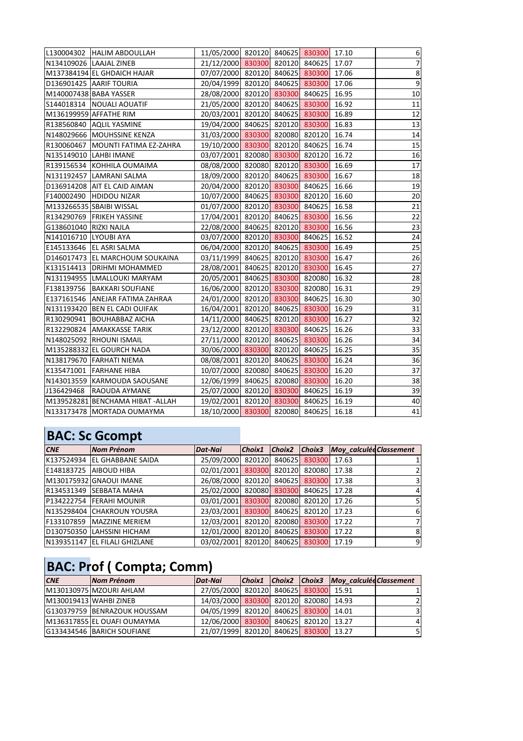| | | | | | | | |
|---|---|---|---|---|---|---|---|
| L130004302 | HALIM ABDOULLAH | 11/05/2000 | 820120 | 840625 | 830300 | 17.10 | 6 |
| N134109026 | LAAJAL ZINEB | 21/12/2000 | 830300 | 820120 | 840625 | 17.07 | 7 |
| M137384194 | EL GHDAICH HAJAR | 07/07/2000 | 820120 | 840625 | 830300 | 17.06 | 8 |
| D136901425 | AARIF TOURIA | 20/04/1999 | 820120 | 840625 | 830300 | 17.06 | 9 |
| M140007438 | BABA YASSER | 28/08/2000 | 820120 | 830300 | 840625 | 16.95 | 10 |
| S144018314 | NOUALI AOUATIF | 21/05/2000 | 820120 | 840625 | 830300 | 16.92 | 11 |
| M136199959 | AFFATHE RIM | 20/03/2001 | 820120 | 840625 | 830300 | 16.89 | 12 |
| R138560840 | AQLIL YASMINE | 19/04/2000 | 840625 | 820120 | 830300 | 16.83 | 13 |
| N148029666 | MOUHSSINE KENZA | 31/03/2000 | 830300 | 820080 | 820120 | 16.74 | 14 |
| R130060467 | MOUNTI FATIMA EZ-ZAHRA | 19/10/2000 | 830300 | 820120 | 840625 | 16.74 | 15 |
| N135149010 | LAHBI IMANE | 03/07/2001 | 820080 | 830300 | 820120 | 16.72 | 16 |
| R139156534 | KOHHILA OUMAIMA | 08/08/2000 | 820080 | 820120 | 830300 | 16.69 | 17 |
| N131192457 | LAMRANI SALMA | 18/09/2000 | 820120 | 840625 | 830300 | 16.67 | 18 |
| D136914208 | AIT EL CAID AIMAN | 20/04/2000 | 820120 | 830300 | 840625 | 16.66 | 19 |
| F140002490 | HDIDOU NIZAR | 10/07/2000 | 840625 | 830300 | 820120 | 16.60 | 20 |
| M133266535 | SBAIBI WISSAL | 01/07/2000 | 820120 | 830300 | 840625 | 16.58 | 21 |
| R134290769 | FRIKEH YASSINE | 17/04/2001 | 820120 | 840625 | 830300 | 16.56 | 22 |
| G138601040 | RIZKI NAJLA | 22/08/2000 | 840625 | 820120 | 830300 | 16.56 | 23 |
| N141016710 | LYOUBI AYA | 03/07/2000 | 820120 | 830300 | 840625 | 16.52 | 24 |
| E145133646 | EL ASRI SALMA | 06/04/2000 | 820120 | 840625 | 830300 | 16.49 | 25 |
| D146017473 | EL MARCHOUM SOUKAINA | 03/11/1999 | 840625 | 820120 | 830300 | 16.47 | 26 |
| K131514413 | DRIHMI MOHAMMED | 28/08/2001 | 840625 | 820120 | 830300 | 16.45 | 27 |
| N131194955 | LMALLOUKI MARYAM | 20/05/2001 | 840625 | 830300 | 820080 | 16.32 | 28 |
| F138139756 | BAKKARI SOUFIANE | 16/06/2000 | 820120 | 830300 | 820080 | 16.31 | 29 |
| E137161546 | ANEJAR FATIMA ZAHRAA | 24/01/2000 | 820120 | 830300 | 840625 | 16.30 | 30 |
| N131193420 | BEN EL CADI OUIFAK | 16/04/2001 | 820120 | 840625 | 830300 | 16.29 | 31 |
| R130290941 | BOUHABBAZ AICHA | 14/11/2000 | 840625 | 820120 | 830300 | 16.27 | 32 |
| R132290824 | AMAKKASSE TARIK | 23/12/2000 | 820120 | 830300 | 840625 | 16.26 | 33 |
| N148025092 | RHOUNI ISMAIL | 27/11/2000 | 820120 | 840625 | 830300 | 16.26 | 34 |
| M135288332 | EL GOURCH NADA | 30/06/2000 | 830300 | 820120 | 840625 | 16.25 | 35 |
| N138179670 | FARHATI NIEMA | 08/08/2001 | 820120 | 840625 | 830300 | 16.24 | 36 |
| K135471001 | FARHANE HIBA | 10/07/2000 | 820080 | 840625 | 830300 | 16.20 | 37 |
| N143013559 | KARMOUDA SAOUSANE | 12/06/1999 | 840625 | 820080 | 830300 | 16.20 | 38 |
| J136429468 | RAOUDA AYMANE | 25/07/2000 | 820120 | 830300 | 840625 | 16.19 | 39 |
| M139528281 | BENCHAMA HIBAT -ALLAH | 19/02/2001 | 820120 | 830300 | 840625 | 16.19 | 40 |
| N133173478 | MORTADA OUMAYMA | 18/10/2000 | 830300 | 820080 | 840625 | 16.18 | 41 |

## BAC: Sc Gcompt

| *CNE* | *Nom Prénom* | *Dat-Nai* | *Choix1* | *Choix2* | *Choix3* | *Moy_calculée* | *Classement* |
|---|---|---|---|---|---|---|---|
| K137524934 | EL GHABBANE SAIDA | 25/09/2000 | 820120 | 840625 | 830300 | 17.63 | 1 |
| E148183725 | AIBOUD HIBA | 02/01/2001 | 830300 | 820120 | 820080 | 17.38 | 2 |
| M130175932 | GNAOUI IMANE | 26/08/2000 | 820120 | 840625 | 830300 | 17.38 | 3 |
| R134531349 | SEBBATA MAHA | 25/02/2000 | 820080 | 830300 | 840625 | 17.28 | 4 |
| P134222754 | FERAHI MOUNIR | 03/01/2001 | 830300 | 820080 | 820120 | 17.26 | 5 |
| N135298404 | CHAKROUN YOUSRA | 23/03/2001 | 830300 | 840625 | 820120 | 17.23 | 6 |
| F133107859 | MAZZINE MERIEM | 12/03/2001 | 820120 | 820080 | 830300 | 17.22 | 7 |
| D130750350 | LAHSSINI HICHAM | 12/01/2000 | 820120 | 840625 | 830300 | 17.22 | 8 |
| N139351147 | EL FILALI GHIZLANE | 03/02/2001 | 820120 | 840625 | 830300 | 17.19 | 9 |

## BAC: Prof ( Compta; Comm)

| *CNE* | *Nom Prénom* | *Dat-Nai* | *Choix1* | *Choix2* | *Choix3* | *Moy_calculée* | *Classement* |
|---|---|---|---|---|---|---|---|
| M130130975 | MZOURI AHLAM | 27/05/2000 | 820120 | 840625 | 830300 | 15.91 | 1 |
| M130019413 | WAHBI ZINEB | 14/03/2000 | 830300 | 820120 | 820080 | 14.93 | 2 |
| G130379759 | BENRAZOUK HOUSSAM | 04/05/1999 | 820120 | 840625 | 830300 | 14.01 | 3 |
| M136317855 | EL OUAFI OUMAYMA | 12/06/2000 | 830300 | 840625 | 820120 | 13.27 | 4 |
| G133434546 | BARICH SOUFIANE | 21/07/1999 | 820120 | 840625 | 830300 | 13.27 | 5 |